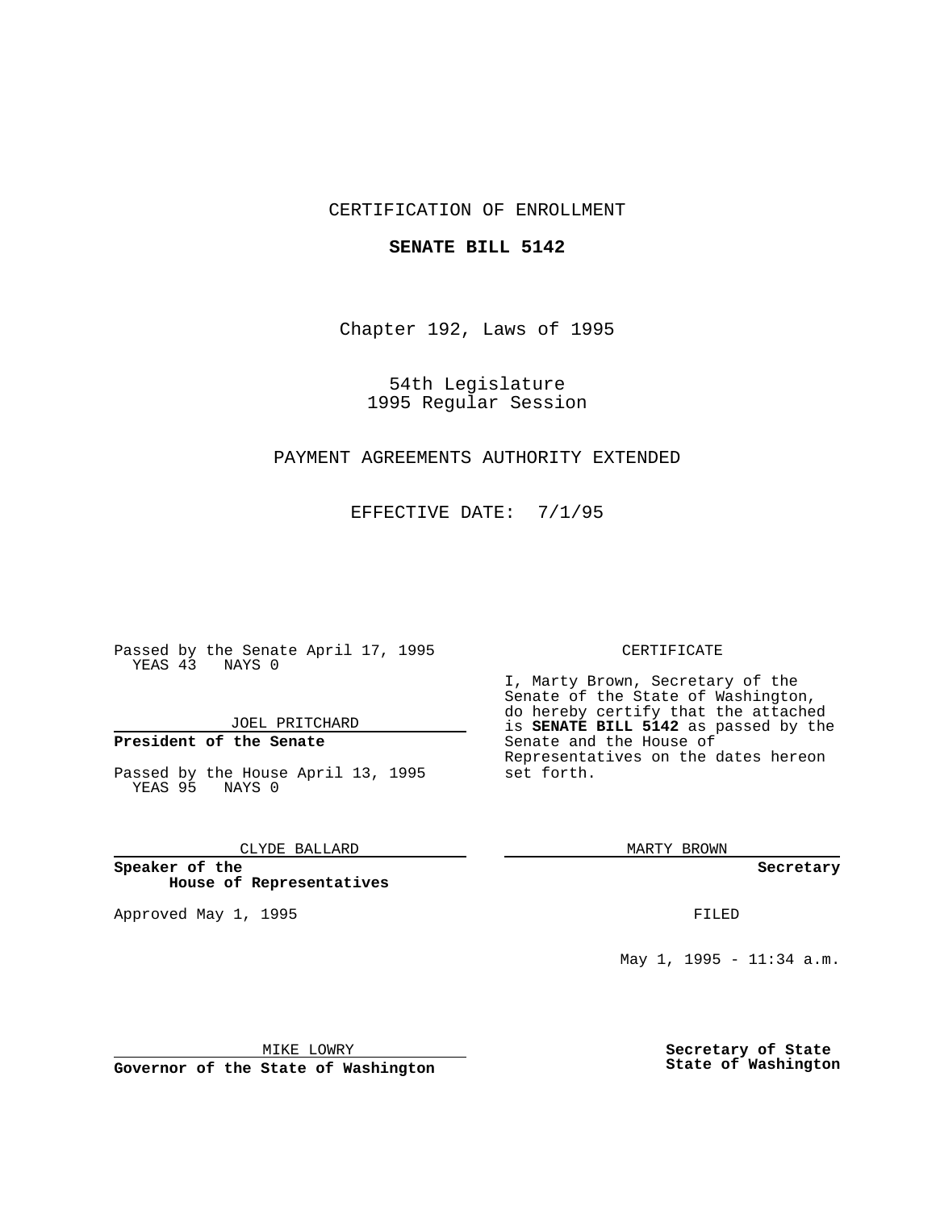CERTIFICATION OF ENROLLMENT

**SENATE BILL 5142**

Chapter 192, Laws of 1995

54th Legislature
1995 Regular Session

PAYMENT AGREEMENTS AUTHORITY EXTENDED

EFFECTIVE DATE: 7/1/95

Passed by the Senate April 17, 1995
YEAS 43 NAYS 0

JOEL PRITCHARD

**President of the Senate**

Passed by the House April 13, 1995
YEAS 95 NAYS 0

CLYDE BALLARD

**Speaker of the House of Representatives**

Approved May 1, 1995

MIKE LOWRY

**Governor of the State of Washington**

CERTIFICATE

I, Marty Brown, Secretary of the Senate of the State of Washington, do hereby certify that the attached is **SENATE BILL 5142** as passed by the Senate and the House of Representatives on the dates hereon set forth.

MARTY BROWN

**Secretary**

FILED

May 1, 1995 - 11:34 a.m.

**Secretary of State**
**State of Washington**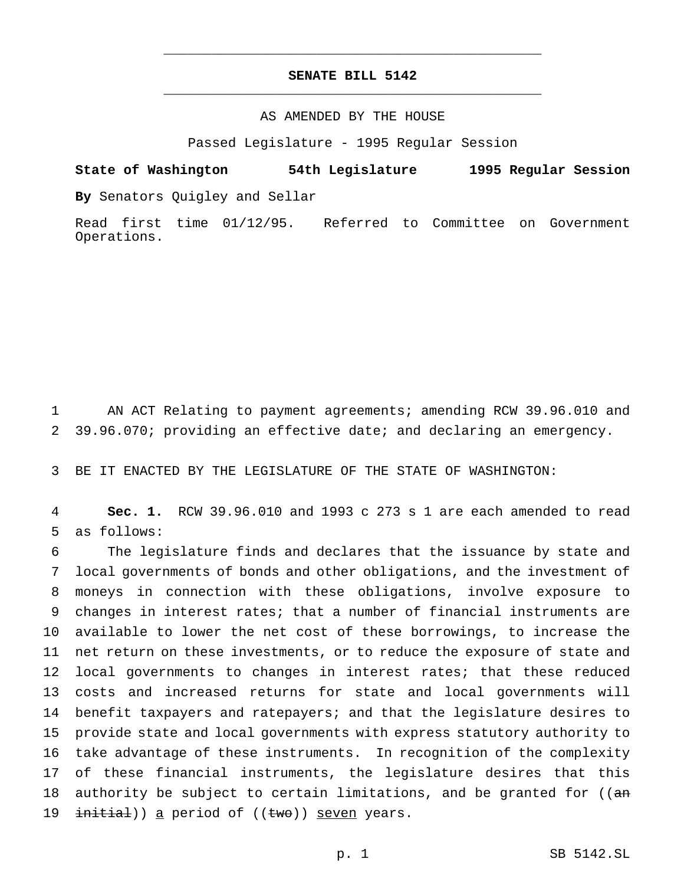# SENATE BILL 5142

AS AMENDED BY THE HOUSE

Passed Legislature - 1995 Regular Session

**State of Washington 54th Legislature 1995 Regular Session**

**By** Senators Quigley and Sellar

Read first time 01/12/95. Referred to Committee on Government Operations.

1 AN ACT Relating to payment agreements; amending RCW 39.96.010 and
2 39.96.070; providing an effective date; and declaring an emergency.

3 BE IT ENACTED BY THE LEGISLATURE OF THE STATE OF WASHINGTON:

4 **Sec. 1.** RCW 39.96.010 and 1993 c 273 s 1 are each amended to read
5 as follows:

6 The legislature finds and declares that the issuance by state and
7 local governments of bonds and other obligations, and the investment of
8 moneys in connection with these obligations, involve exposure to
9 changes in interest rates; that a number of financial instruments are
10 available to lower the net cost of these borrowings, to increase the
11 net return on these investments, or to reduce the exposure of state and
12 local governments to changes in interest rates; that these reduced
13 costs and increased returns for state and local governments will
14 benefit taxpayers and ratepayers; and that the legislature desires to
15 provide state and local governments with express statutory authority to
16 take advantage of these instruments. In recognition of the complexity
17 of these financial instruments, the legislature desires that this
18 authority be subject to certain limitations, and be granted for ((~~an~~
19 ~~initial~~)) <u>a</u> period of ((~~two~~)) <u>seven</u> years.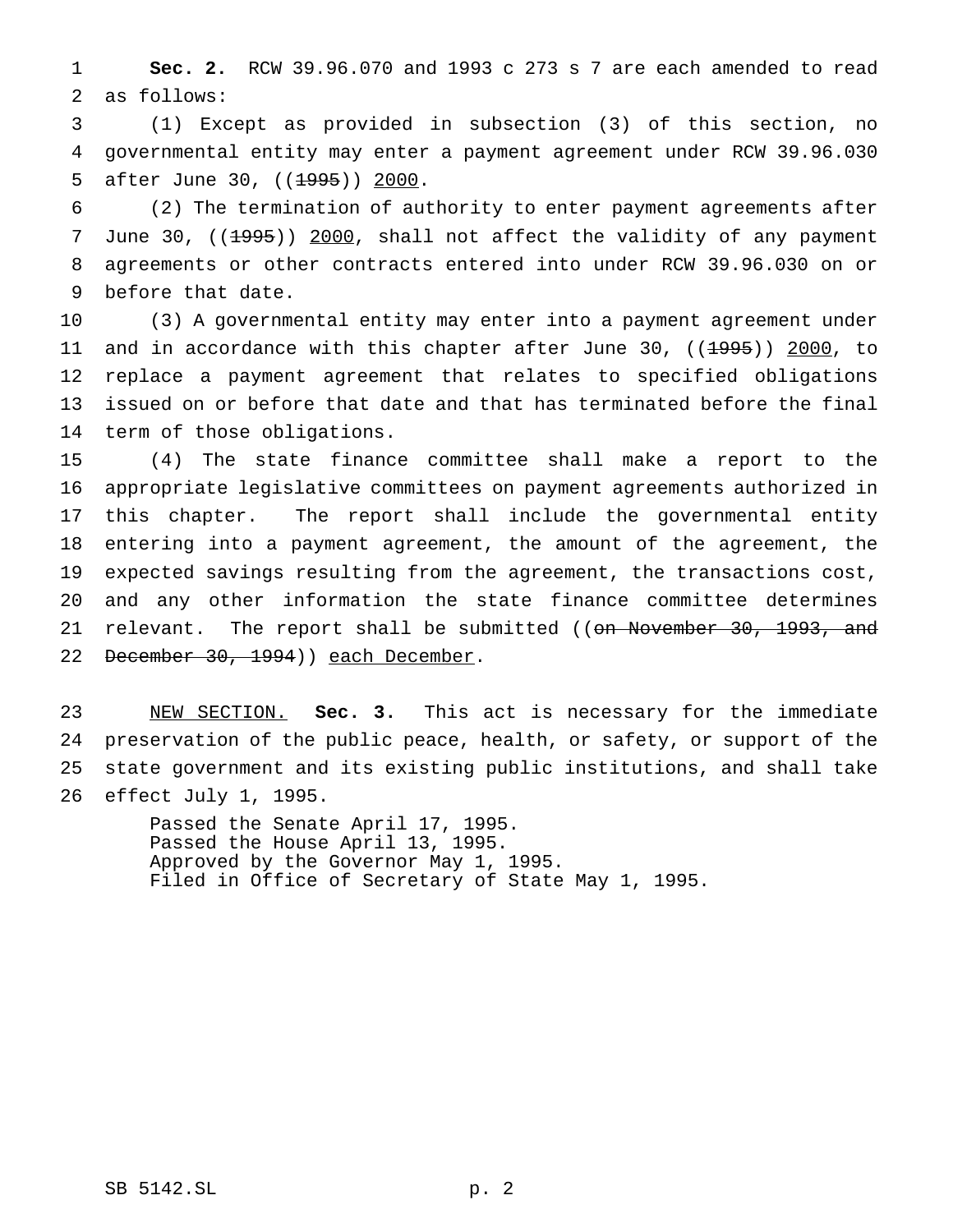**Sec. 2.** RCW 39.96.070 and 1993 c 273 s 7 are each amended to read as follows:

(1) Except as provided in subsection (3) of this section, no governmental entity may enter a payment agreement under RCW 39.96.030 after June 30, ((~~1995~~)) <u>2000</u>.

(2) The termination of authority to enter payment agreements after June 30, ((~~1995~~)) <u>2000</u>, shall not affect the validity of any payment agreements or other contracts entered into under RCW 39.96.030 on or before that date.

(3) A governmental entity may enter into a payment agreement under and in accordance with this chapter after June 30, ((~~1995~~)) <u>2000</u>, to replace a payment agreement that relates to specified obligations issued on or before that date and that has terminated before the final term of those obligations.

(4) The state finance committee shall make a report to the appropriate legislative committees on payment agreements authorized in this chapter. The report shall include the governmental entity entering into a payment agreement, the amount of the agreement, the expected savings resulting from the agreement, the transactions cost, and any other information the state finance committee determines relevant. The report shall be submitted ((~~on November 30, 1993, and December 30, 1994~~)) <u>each December</u>.

<u>NEW SECTION.</u> **Sec. 3.** This act is necessary for the immediate preservation of the public peace, health, or safety, or support of the state government and its existing public institutions, and shall take effect July 1, 1995.

Passed the Senate April 17, 1995.
Passed the House April 13, 1995.
Approved by the Governor May 1, 1995.
Filed in Office of Secretary of State May 1, 1995.